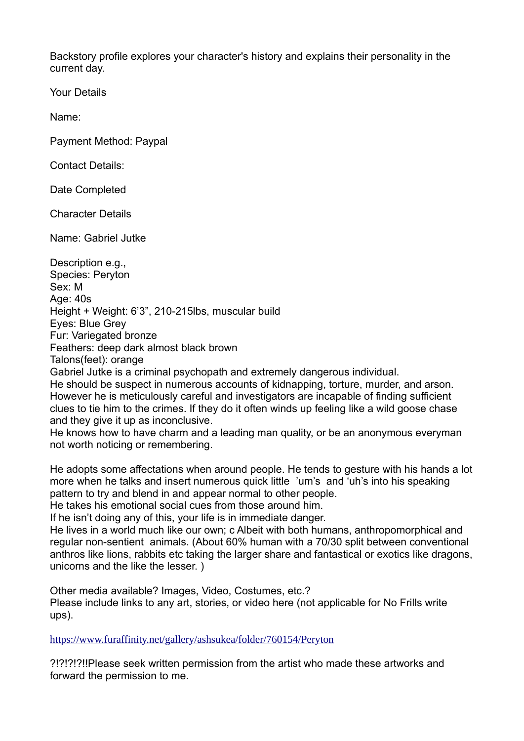Backstory profile explores your character's history and explains their personality in the current day.

Your Details

Name:

Payment Method: Paypal

Contact Details:

Date Completed

Character Details

Name: Gabriel Jutke

Description e.g.,
Species: Peryton
Sex: M
Age: 40s
Height + Weight: 6'3", 210-215lbs, muscular build
Eyes: Blue Grey
Fur: Variegated bronze
Feathers: deep dark almost black brown
Talons(feet): orange
Gabriel Jutke is a criminal psychopath and extremely dangerous individual.
He should be suspect in numerous accounts of kidnapping, torture, murder, and arson. However he is meticulously careful and investigators are incapable of finding sufficient clues to tie him to the crimes. If they do it often winds up feeling like a wild goose chase and they give it up as inconclusive.
He knows how to have charm and a leading man quality, or be an anonymous everyman not worth noticing or remembering.

He adopts some affectations when around people. He tends to gesture with his hands a lot more when he talks and insert numerous quick little 'um's and 'uh's into his speaking pattern to try and blend in and appear normal to other people.
He takes his emotional social cues from those around him.
If he isn't doing any of this, your life is in immediate danger.
He lives in a world much like our own; c Albeit with both humans, anthropomorphical and regular non-sentient animals. (About 60% human with a 70/30 split between conventional anthros like lions, rabbits etc taking the larger share and fantastical or exotics like dragons, unicorns and the like the lesser. )

Other media available? Images, Video, Costumes, etc.?
Please include links to any art, stories, or video here (not applicable for No Frills write ups).

https://www.furaffinity.net/gallery/ashsukea/folder/760154/Peryton

?!?!?!?!!Please seek written permission from the artist who made these artworks and forward the permission to me.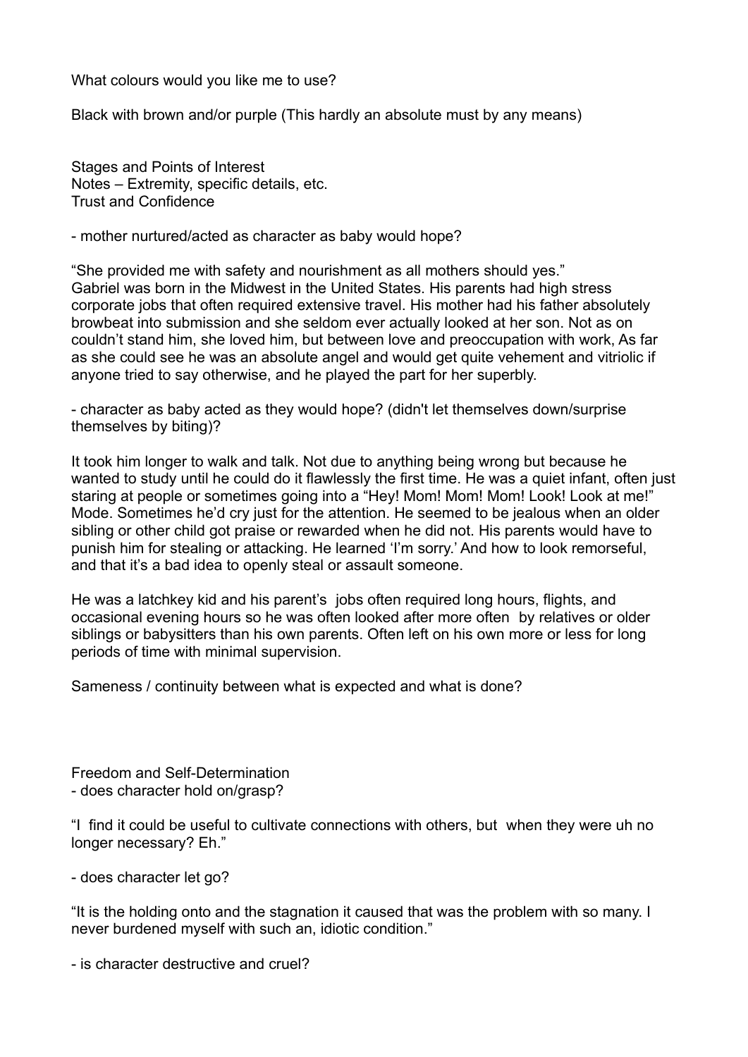What colours would you like me to use?

Black with brown and/or purple (This hardly an absolute must by any means)

Stages and Points of Interest
Notes – Extremity, specific details, etc.
Trust and Confidence

- mother nurtured/acted as character as baby would hope?

"She provided me with safety and nourishment as all mothers should yes."
Gabriel was born in the Midwest in the United States. His parents had high stress corporate jobs that often required extensive travel. His mother had his father absolutely browbeat into submission and she seldom ever actually looked at her son. Not as on couldn't stand him, she loved him, but between love and preoccupation with work, As far as she could see he was an absolute angel and would get quite vehement and vitriolic if anyone tried to say otherwise, and he played the part for her superbly.

- character as baby acted as they would hope? (didn't let themselves down/surprise themselves by biting)?

It took him longer to walk and talk. Not due to anything being wrong but because he wanted to study until he could do it flawlessly the first time. He was a quiet infant, often just staring at people or sometimes going into a "Hey! Mom! Mom! Mom! Look! Look at me!" Mode. Sometimes he'd cry just for the attention. He seemed to be jealous when an older sibling or other child got praise or rewarded when he did not. His parents would have to punish him for stealing or attacking. He learned 'I'm sorry.' And how to look remorseful, and that it's a bad idea to openly steal or assault someone.

He was a latchkey kid and his parent's jobs often required long hours, flights, and occasional evening hours so he was often looked after more often by relatives or older siblings or babysitters than his own parents. Often left on his own more or less for long periods of time with minimal supervision.

Sameness / continuity between what is expected and what is done?

Freedom and Self-Determination
- does character hold on/grasp?

"I find it could be useful to cultivate connections with others, but when they were uh no longer necessary? Eh."

- does character let go?

"It is the holding onto and the stagnation it caused that was the problem with so many. I never burdened myself with such an, idiotic condition."

- is character destructive and cruel?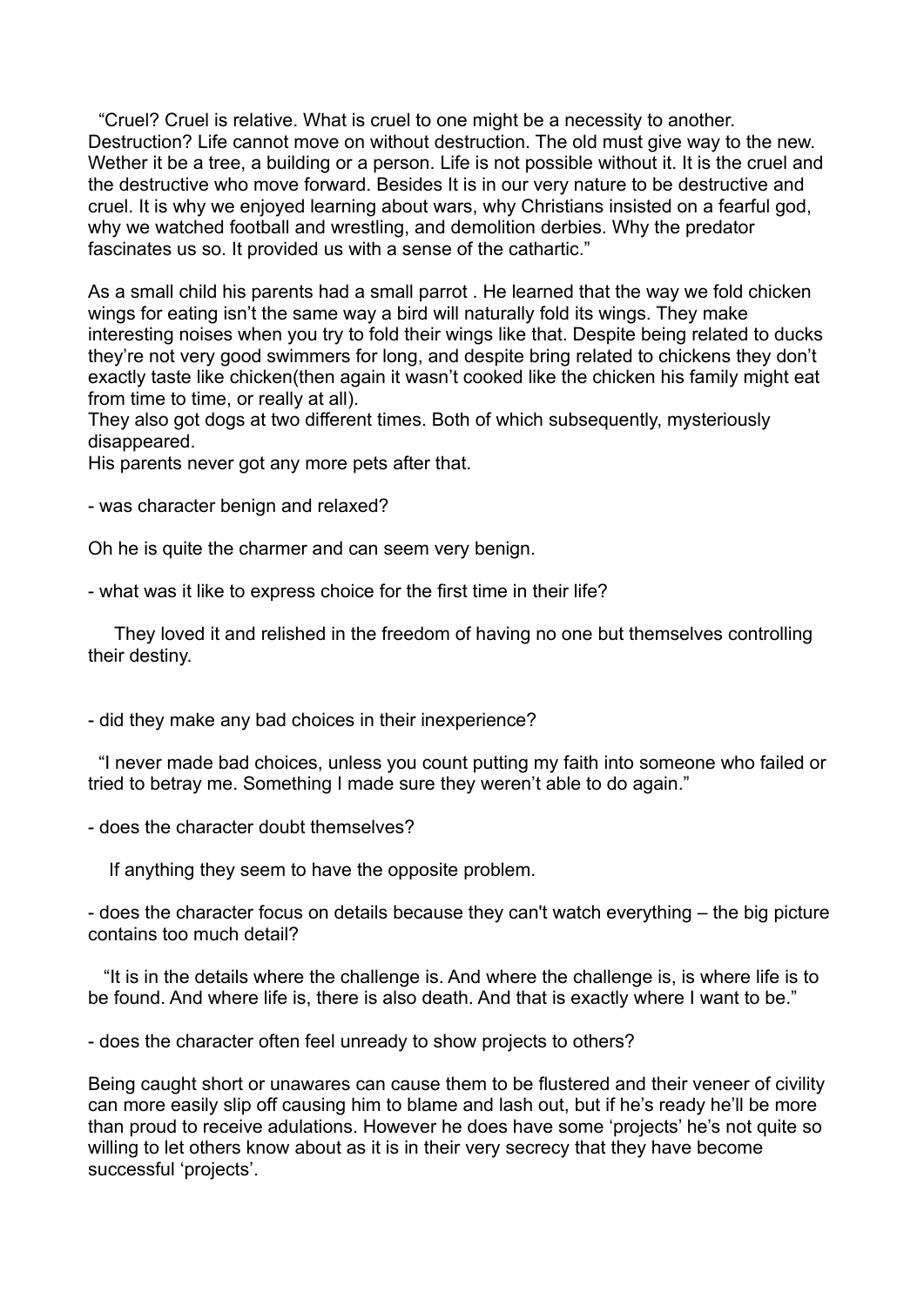"Cruel? Cruel is relative. What is cruel to one might be a necessity to another. Destruction? Life cannot move on without destruction. The old must give way to the new. Wether it be a tree, a building or a person. Life is not possible without it. It is the cruel and the destructive who move forward. Besides It is in our very nature to be destructive and cruel. It is why we enjoyed learning about wars, why Christians insisted on a fearful god, why we watched football and wrestling, and demolition derbies. Why the predator fascinates us so. It provided us with a sense of the cathartic."

As a small child his parents had a small parrot . He learned that the way we fold chicken wings for eating isn't the same way a bird will naturally fold its wings. They make interesting noises when you try to fold their wings like that. Despite being related to ducks they're not very good swimmers for long, and despite bring related to chickens they don't exactly taste like chicken(then again it wasn't cooked like the chicken his family might eat from time to time, or really at all).
They also got dogs at two different times. Both of which subsequently, mysteriously disappeared.
His parents never got any more pets after that.

- was character benign and relaxed?

Oh he is quite the charmer and can seem very benign.

- what was it like to express choice for the first time in their life?

They loved it and relished in the freedom of having no one but themselves controlling their destiny.

- did they make any bad choices in their inexperience?

"I never made bad choices, unless you count putting my faith into someone who failed or tried to betray me. Something I made sure they weren't able to do again."

- does the character doubt themselves?

If anything they seem to have the opposite problem.

- does the character focus on details because they can't watch everything – the big picture contains too much detail?

"It is in the details where the challenge is. And where the challenge is, is where life is to be found. And where life is, there is also death. And that is exactly where I want to be."

- does the character often feel unready to show projects to others?

Being caught short or unawares can cause them to be flustered and their veneer of civility can more easily slip off causing him to blame and lash out, but if he's ready he'll be more than proud to receive adulations. However he does have some 'projects' he's not quite so willing to let others know about as it is in their very secrecy that they have become successful 'projects'.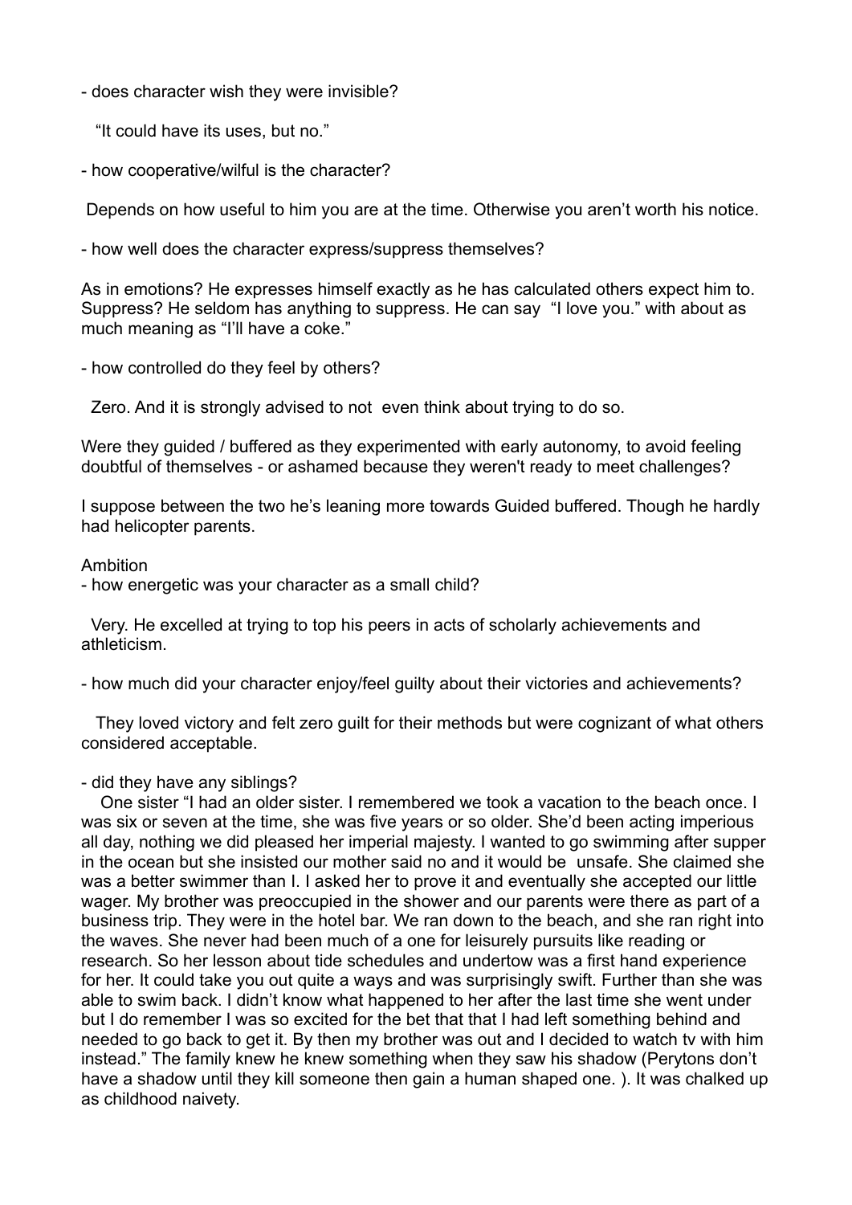- does character wish they were invisible?

"It could have its uses, but no."

- how cooperative/wilful is the character?

Depends on how useful to him you are at the time. Otherwise you aren't worth his notice.

- how well does the character express/suppress themselves?

As in emotions? He expresses himself exactly as he has calculated others expect him to. Suppress? He seldom has anything to suppress. He can say "I love you." with about as much meaning as "I'll have a coke."

- how controlled do they feel by others?

Zero. And it is strongly advised to not even think about trying to do so.

Were they guided / buffered as they experimented with early autonomy, to avoid feeling doubtful of themselves - or ashamed because they weren't ready to meet challenges?

I suppose between the two he's leaning more towards Guided buffered. Though he hardly had helicopter parents.

Ambition

- how energetic was your character as a small child?

Very. He excelled at trying to top his peers in acts of scholarly achievements and athleticism.

- how much did your character enjoy/feel guilty about their victories and achievements?

They loved victory and felt zero guilt for their methods but were cognizant of what others considered acceptable.

- did they have any siblings?

One sister "I had an older sister. I remembered we took a vacation to the beach once. I was six or seven at the time, she was five years or so older. She'd been acting imperious all day, nothing we did pleased her imperial majesty. I wanted to go swimming after supper in the ocean but she insisted our mother said no and it would be unsafe. She claimed she was a better swimmer than I. I asked her to prove it and eventually she accepted our little wager. My brother was preoccupied in the shower and our parents were there as part of a business trip. They were in the hotel bar. We ran down to the beach, and she ran right into the waves. She never had been much of a one for leisurely pursuits like reading or research. So her lesson about tide schedules and undertow was a first hand experience for her. It could take you out quite a ways and was surprisingly swift. Further than she was able to swim back. I didn't know what happened to her after the last time she went under but I do remember I was so excited for the bet that that I had left something behind and needed to go back to get it. By then my brother was out and I decided to watch tv with him instead." The family knew he knew something when they saw his shadow (Perytons don't have a shadow until they kill someone then gain a human shaped one. ). It was chalked up as childhood naivety.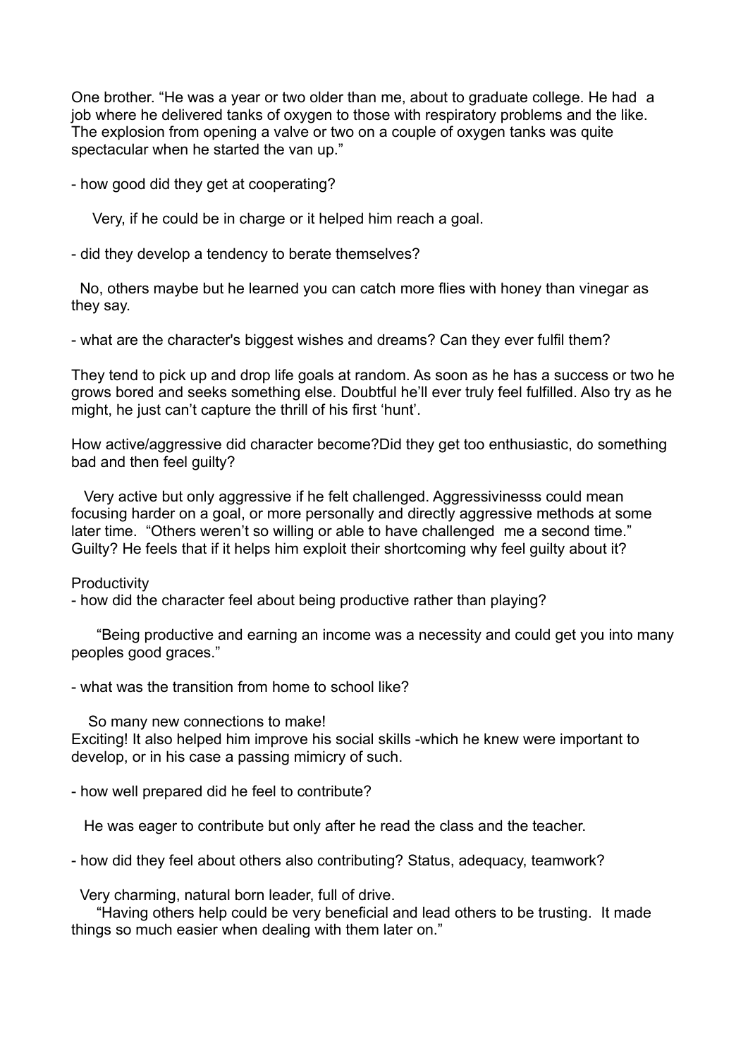One brother. "He was a year or two older than me, about to graduate college. He had a job where he delivered tanks of oxygen to those with respiratory problems and the like. The explosion from opening a valve or two on a couple of oxygen tanks was quite spectacular when he started the van up."

- how good did they get at cooperating?

Very, if he could be in charge or it helped him reach a goal.

- did they develop a tendency to berate themselves?

No, others maybe but he learned you can catch more flies with honey than vinegar as they say.

- what are the character's biggest wishes and dreams? Can they ever fulfil them?

They tend to pick up and drop life goals at random. As soon as he has a success or two he grows bored and seeks something else. Doubtful he'll ever truly feel fulfilled. Also try as he might, he just can't capture the thrill of his first 'hunt'.

How active/aggressive did character become?Did they get too enthusiastic, do something bad and then feel guilty?

Very active but only aggressive if he felt challenged. Aggressivinesss could mean focusing harder on a goal, or more personally and directly aggressive methods at some later time. "Others weren't so willing or able to have challenged me a second time." Guilty? He feels that if it helps him exploit their shortcoming why feel guilty about it?

Productivity

- how did the character feel about being productive rather than playing?

"Being productive and earning an income was a necessity and could get you into many peoples good graces."

- what was the transition from home to school like?

So many new connections to make!
Exciting! It also helped him improve his social skills -which he knew were important to develop, or in his case a passing mimicry of such.

- how well prepared did he feel to contribute?

He was eager to contribute but only after he read the class and the teacher.

- how did they feel about others also contributing? Status, adequacy, teamwork?

Very charming, natural born leader, full of drive.
"Having others help could be very beneficial and lead others to be trusting. It made things so much easier when dealing with them later on."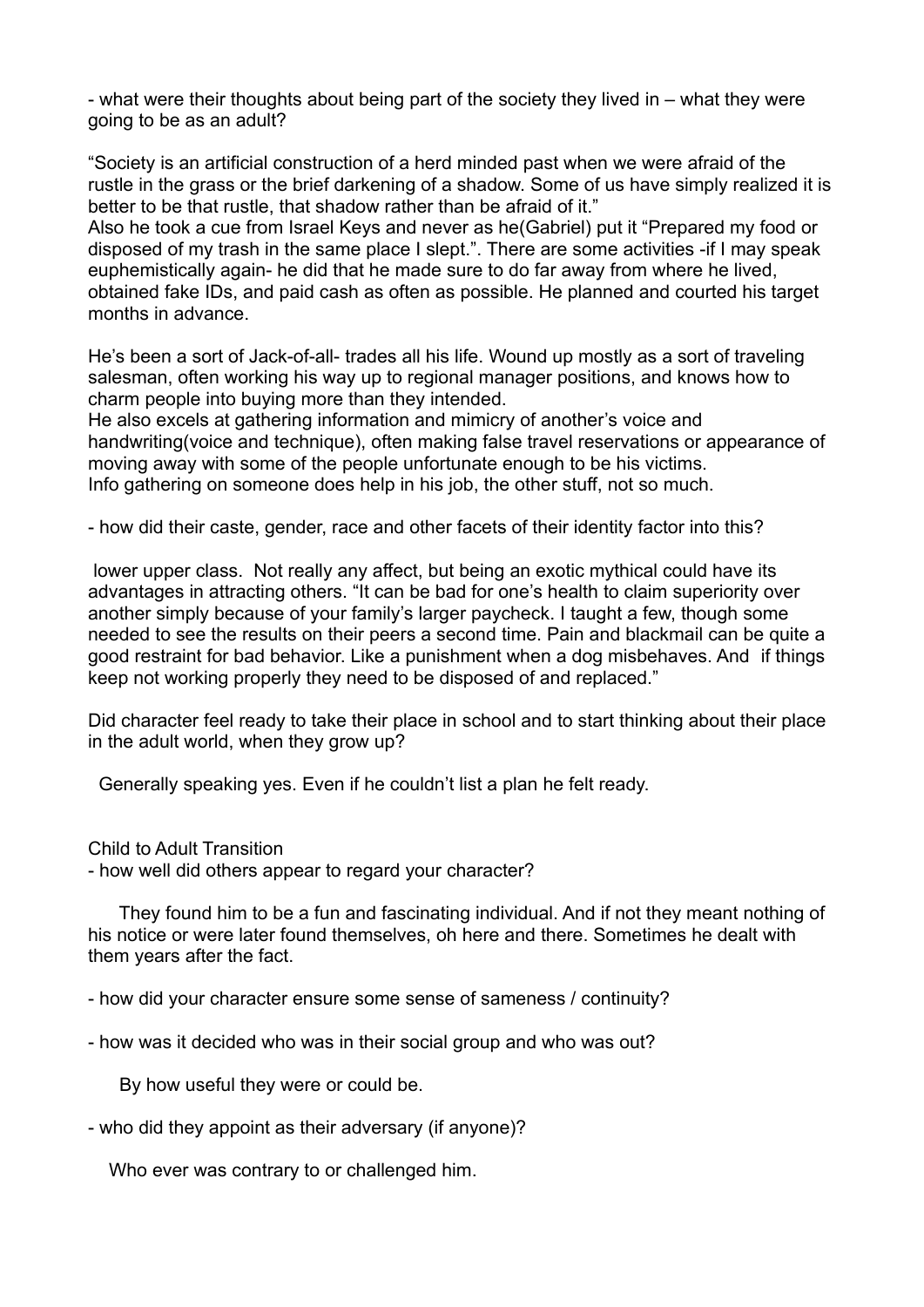- what were their thoughts about being part of the society they lived in – what they were going to be as an adult?

"Society is an artificial construction of a herd minded past when we were afraid of the rustle in the grass or the brief darkening of a shadow. Some of us have simply realized it is better to be that rustle, that shadow rather than be afraid of it."
Also he took a cue from Israel Keys and never as he(Gabriel) put it "Prepared my food or disposed of my trash in the same place I slept.". There are some activities -if I may speak euphemistically again- he did that he made sure to do far away from where he lived, obtained fake IDs, and paid cash as often as possible. He planned and courted his target months in advance.

He's been a sort of Jack-of-all- trades all his life. Wound up mostly as a sort of traveling salesman, often working his way up to regional manager positions, and knows how to charm people into buying more than they intended.
He also excels at gathering information and mimicry of another's voice and handwriting(voice and technique), often making false travel reservations or appearance of moving away with some of the people unfortunate enough to be his victims.
Info gathering on someone does help in his job, the other stuff, not so much.

- how did their caste, gender, race and other facets of their identity factor into this?

lower upper class. Not really any affect, but being an exotic mythical could have its advantages in attracting others. "It can be bad for one's health to claim superiority over another simply because of your family's larger paycheck. I taught a few, though some needed to see the results on their peers a second time. Pain and blackmail can be quite a good restraint for bad behavior. Like a punishment when a dog misbehaves. And if things keep not working properly they need to be disposed of and replaced."

Did character feel ready to take their place in school and to start thinking about their place in the adult world, when they grow up?

Generally speaking yes. Even if he couldn't list a plan he felt ready.

Child to Adult Transition
- how well did others appear to regard your character?

They found him to be a fun and fascinating individual. And if not they meant nothing of his notice or were later found themselves, oh here and there. Sometimes he dealt with them years after the fact.

- how did your character ensure some sense of sameness / continuity?

- how was it decided who was in their social group and who was out?

By how useful they were or could be.

- who did they appoint as their adversary (if anyone)?

Who ever was contrary to or challenged him.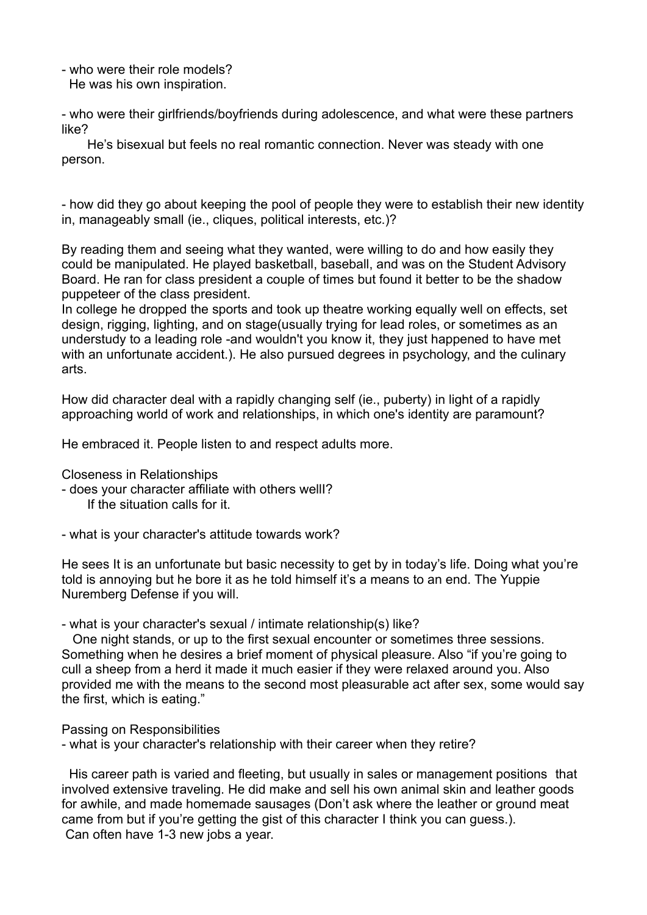- who were their role models?
  He was his own inspiration.

- who were their girlfriends/boyfriends during adolescence, and what were these partners like?
  He's bisexual but feels no real romantic connection. Never was steady with one person.

- how did they go about keeping the pool of people they were to establish their new identity in, manageably small (ie., cliques, political interests, etc.)?

By reading them and seeing what they wanted, were willing to do and how easily they could be manipulated. He played basketball, baseball, and was on the Student Advisory Board. He ran for class president a couple of times but found it better to be the shadow puppeteer of the class president.
In college he dropped the sports and took up theatre working equally well on effects, set design, rigging, lighting, and on stage(usually trying for lead roles, or sometimes as an understudy to a leading role -and wouldn't you know it, they just happened to have met with an unfortunate accident.). He also pursued degrees in psychology, and the culinary arts.

How did character deal with a rapidly changing self (ie., puberty) in light of a rapidly approaching world of work and relationships, in which one's identity are paramount?

He embraced it. People listen to and respect adults more.

Closeness in Relationships
- does your character affiliate with others wellI?
  If the situation calls for it.

- what is your character's attitude towards work?

He sees It is an unfortunate but basic necessity to get by in today's life. Doing what you're told is annoying but he bore it as he told himself it's a means to an end. The Yuppie Nuremberg Defense if you will.

- what is your character's sexual / intimate relationship(s) like?
  One night stands, or up to the first sexual encounter or sometimes three sessions. Something when he desires a brief moment of physical pleasure. Also "if you're going to cull a sheep from a herd it made it much easier if they were relaxed around you. Also provided me with the means to the second most pleasurable act after sex, some would say the first, which is eating."

Passing on Responsibilities
- what is your character's relationship with their career when they retire?

  His career path is varied and fleeting, but usually in sales or management positions that involved extensive traveling. He did make and sell his own animal skin and leather goods for awhile, and made homemade sausages (Don't ask where the leather or ground meat came from but if you're getting the gist of this character I think you can guess.).
 Can often have 1-3 new jobs a year.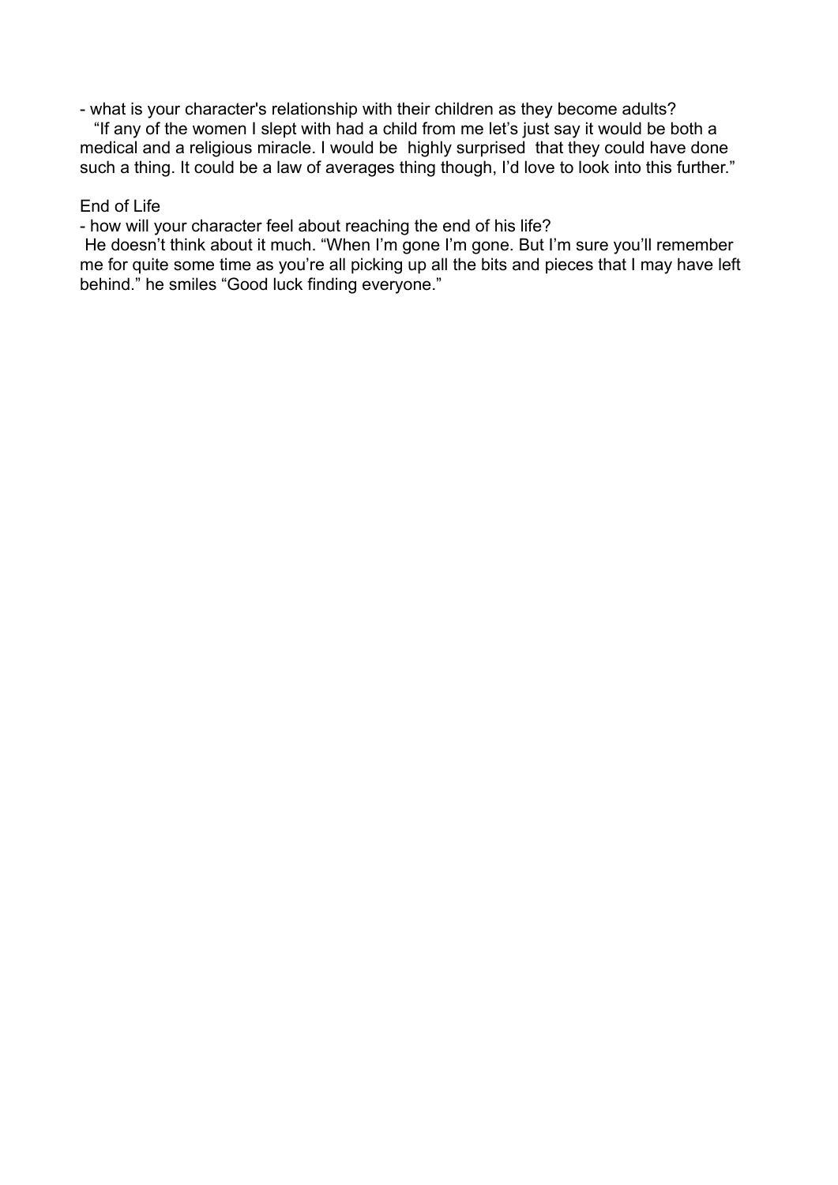- what is your character's relationship with their children as they become adults?

"If any of the women I slept with had a child from me let's just say it would be both a medical and a religious miracle. I would be highly surprised that they could have done such a thing. It could be a law of averages thing though, I'd love to look into this further."

End of Life

- how will your character feel about reaching the end of his life?

He doesn't think about it much. "When I'm gone I'm gone. But I'm sure you'll remember me for quite some time as you're all picking up all the bits and pieces that I may have left behind." he smiles "Good luck finding everyone."